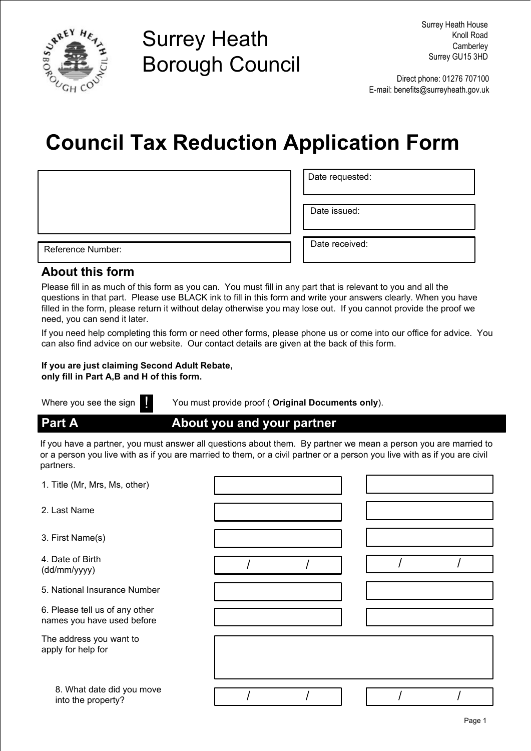Surrey Heath Borough Council

Surrey Heath House
Knoll Road
Camberley
Surrey GU15 3HD

Direct phone: 01276 707100
E-mail: benefits@surreyheath.gov.uk

# Council Tax Reduction Application Form

| | |
|---|---|
| | Date requested: |
| | Date issued: |
| Reference Number: | Date received: |

## About this form

Please fill in as much of this form as you can. You must fill in any part that is relevant to you and all the questions in that part. Please use BLACK ink to fill in this form and write your answers clearly. When you have filled in the form, please return it without delay otherwise you may lose out. If you cannot provide the proof we need, you can send it later.

If you need help completing this form or need other forms, please phone us or come into our office for advice. You can also find advice on our website. Our contact details are given at the back of this form.

**If you are just claiming Second Adult Rebate, only fill in Part A,B and H of this form.**

Where you see the sign **!** You must provide proof ( **Original Documents only**).

## Part A About you and your partner

If you have a partner, you must answer all questions about them. By partner we mean a person you are married to or a person you live with as if you are married to them, or a civil partner or a person you live with as if you are civil partners.

| | | |
|---|---|---|
| 1. Title (Mr, Mrs, Ms, other) | | |
| 2. Last Name | | |
| 3. First Name(s) | | |
| 4. Date of Birth (dd/mm/yyyy) | / / | / / |
| 5. National Insurance Number | | |
| 6. Please tell us of any other names you have used before | | |
| The address you want to apply for help for | | |
| 8. What date did you move into the property? | / / | / / |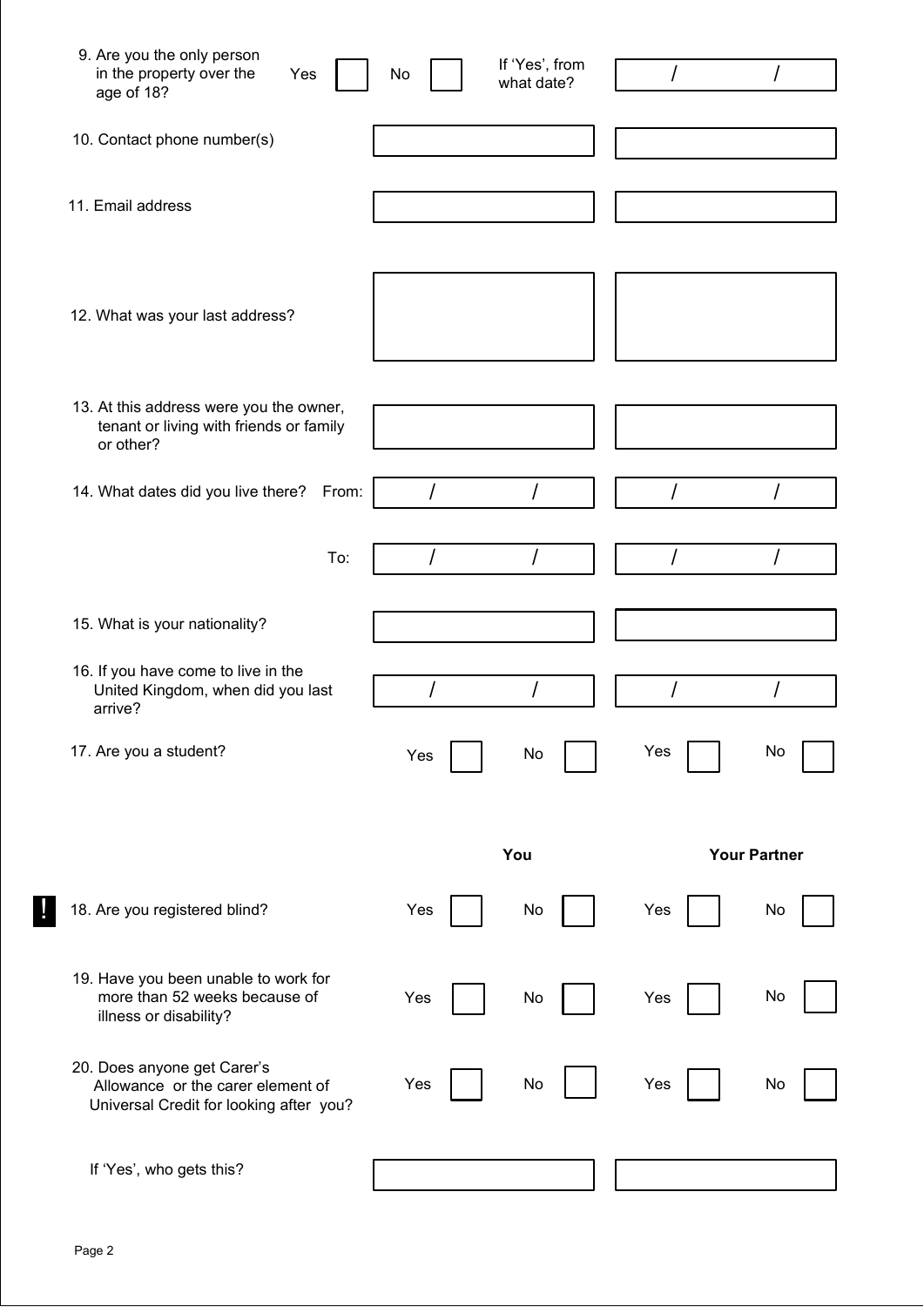| Question | | | |
|---|---|---|---|
| 9. Are you the only person in the property over the age of 18? | Yes ☐ No ☐ | If 'Yes', from what date? | / / |
| 10. Contact phone number(s) | | | |
| 11. Email address | | | |
| 12. What was your last address? | | | |
| 13. At this address were you the owner, tenant or living with friends or family or other? | | | |
| 14. What dates did you live there? From: | / / | | / / |
| To: | / / | | / / |
| 15. What is your nationality? | | | |
| 16. If you have come to live in the United Kingdom, when did you last arrive? | / / | | / / |
| 17. Are you a student? | Yes ☐ No ☐ | | Yes ☐ No ☐ |

| | You | Your Partner |
|---|---|---|
| ! 18. Are you registered blind? | Yes ☐ No ☐ | Yes ☐ No ☐ |
| 19. Have you been unable to work for more than 52 weeks because of illness or disability? | Yes ☐ No ☐ | Yes ☐ No ☐ |
| 20. Does anyone get Carer's Allowance or the carer element of Universal Credit for looking after you? | Yes ☐ No ☐ | Yes ☐ No ☐ |
| If 'Yes', who gets this? | | |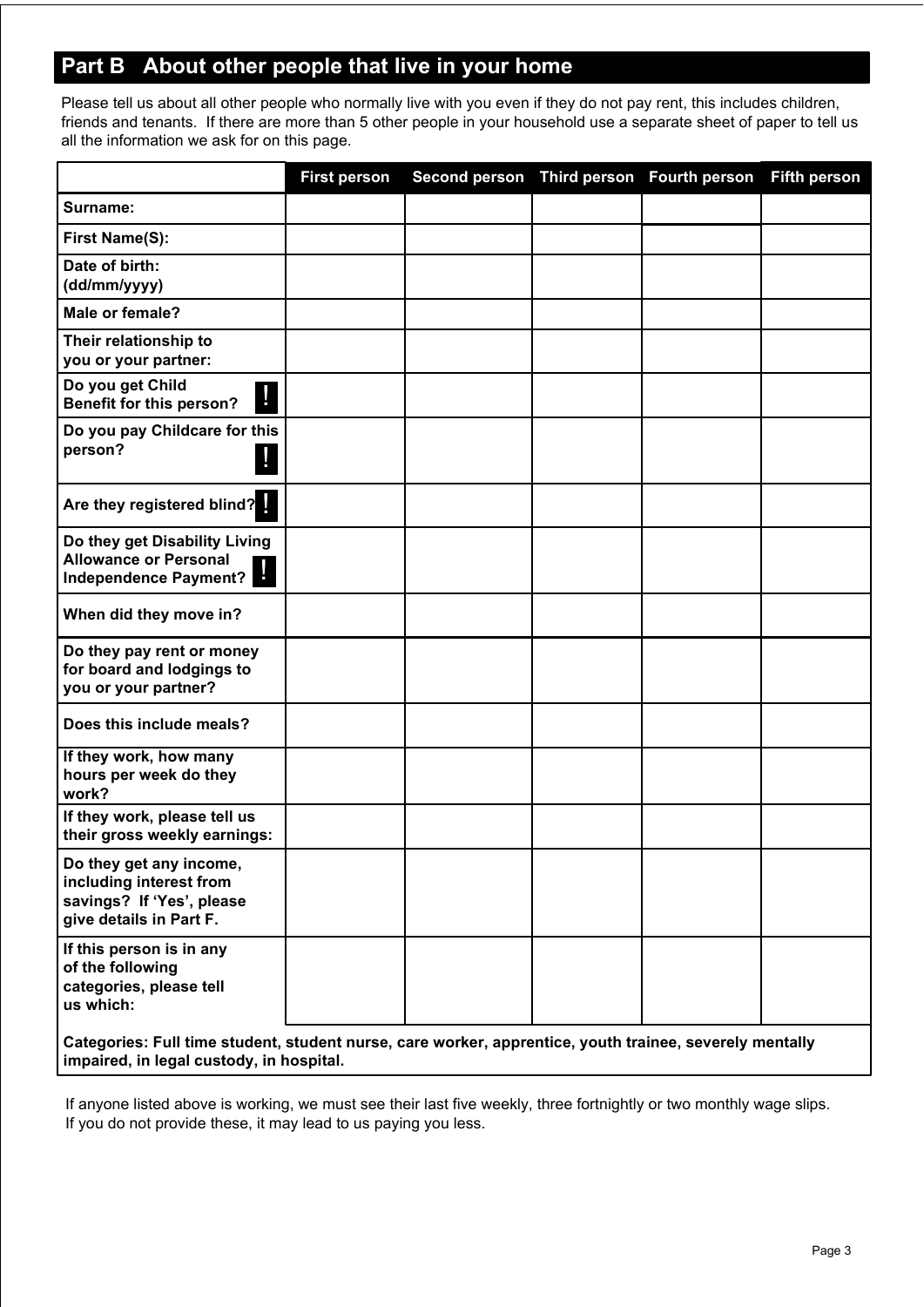## Part B About other people that live in your home

Please tell us about all other people who normally live with you even if they do not pay rent, this includes children, friends and tenants. If there are more than 5 other people in your household use a separate sheet of paper to tell us all the information we ask for on this page.

| | First person | Second person | Third person | Fourth person | Fifth person |
|---|---|---|---|---|---|
| **Surname:** | | | | | |
| **First Name(S):** | | | | | |
| **Date of birth: (dd/mm/yyyy)** | | | | | |
| **Male or female?** | | | | | |
| **Their relationship to you or your partner:** | | | | | |
| **Do you get Child Benefit for this person?** ! | | | | | |
| **Do you pay Childcare for this person?** ! | | | | | |
| **Are they registered blind?** ! | | | | | |
| **Do they get Disability Living Allowance or Personal Independence Payment?** ! | | | | | |
| **When did they move in?** | | | | | |
| **Do they pay rent or money for board and lodgings to you or your partner?** | | | | | |
| **Does this include meals?** | | | | | |
| **If they work, how many hours per week do they work?** | | | | | |
| **If they work, please tell us their gross weekly earnings:** | | | | | |
| **Do they get any income, including interest from savings? If 'Yes', please give details in Part F.** | | | | | |
| **If this person is in any of the following categories, please tell us which:** | | | | | |

**Categories: Full time student, student nurse, care worker, apprentice, youth trainee, severely mentally impaired, in legal custody, in hospital.**

If anyone listed above is working, we must see their last five weekly, three fortnightly or two monthly wage slips. If you do not provide these, it may lead to us paying you less.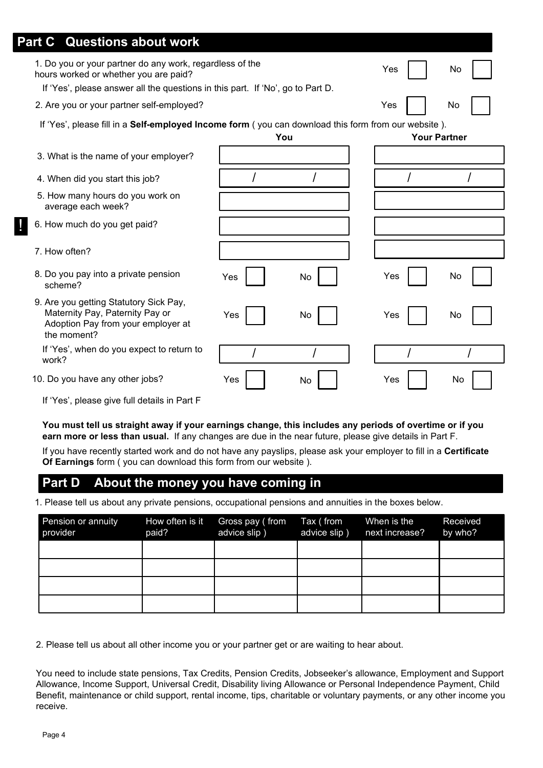## Part C Questions about work

1. Do you or your partner do any work, regardless of the hours worked or whether you are paid? Yes ☐ No ☐

If 'Yes', please answer all the questions in this part. If 'No', go to Part D.

2. Are you or your partner self-employed? Yes ☐ No ☐

If 'Yes', please fill in a **Self-employed Income form** ( you can download this form from our website ).

| | You | Your Partner |
|---|---|---|
| 3. What is the name of your employer? | | |
| 4. When did you start this job? | / / | / / |
| 5. How many hours do you work on average each week? | | |
| ! 6. How much do you get paid? | | |
| 7. How often? | | |
| 8. Do you pay into a private pension scheme? | Yes ☐ No ☐ | Yes ☐ No ☐ |
| 9. Are you getting Statutory Sick Pay, Maternity Pay, Paternity Pay or Adoption Pay from your employer at the moment? | Yes ☐ No ☐ | Yes ☐ No ☐ |
| If 'Yes', when do you expect to return to work? | / / | / / |
| 10. Do you have any other jobs? | Yes ☐ No ☐ | Yes ☐ No ☐ |

If 'Yes', please give full details in Part F

**You must tell us straight away if your earnings change, this includes any periods of overtime or if you earn more or less than usual.** If any changes are due in the near future, please give details in Part F.

If you have recently started work and do not have any payslips, please ask your employer to fill in a **Certificate Of Earnings** form ( you can download this form from our website ).

## Part D About the money you have coming in

1. Please tell us about any private pensions, occupational pensions and annuities in the boxes below.

| Pension or annuity provider | How often is it paid? | Gross pay ( from advice slip ) | Tax ( from advice slip ) | When is the next increase? | Received by who? |
|---|---|---|---|---|---|
| | | | | | |
| | | | | | |
| | | | | | |
| | | | | | |

2. Please tell us about all other income you or your partner get or are waiting to hear about.

You need to include state pensions, Tax Credits, Pension Credits, Jobseeker's allowance, Employment and Support Allowance, Income Support, Universal Credit, Disability living Allowance or Personal Independence Payment, Child Benefit, maintenance or child support, rental income, tips, charitable or voluntary payments, or any other income you receive.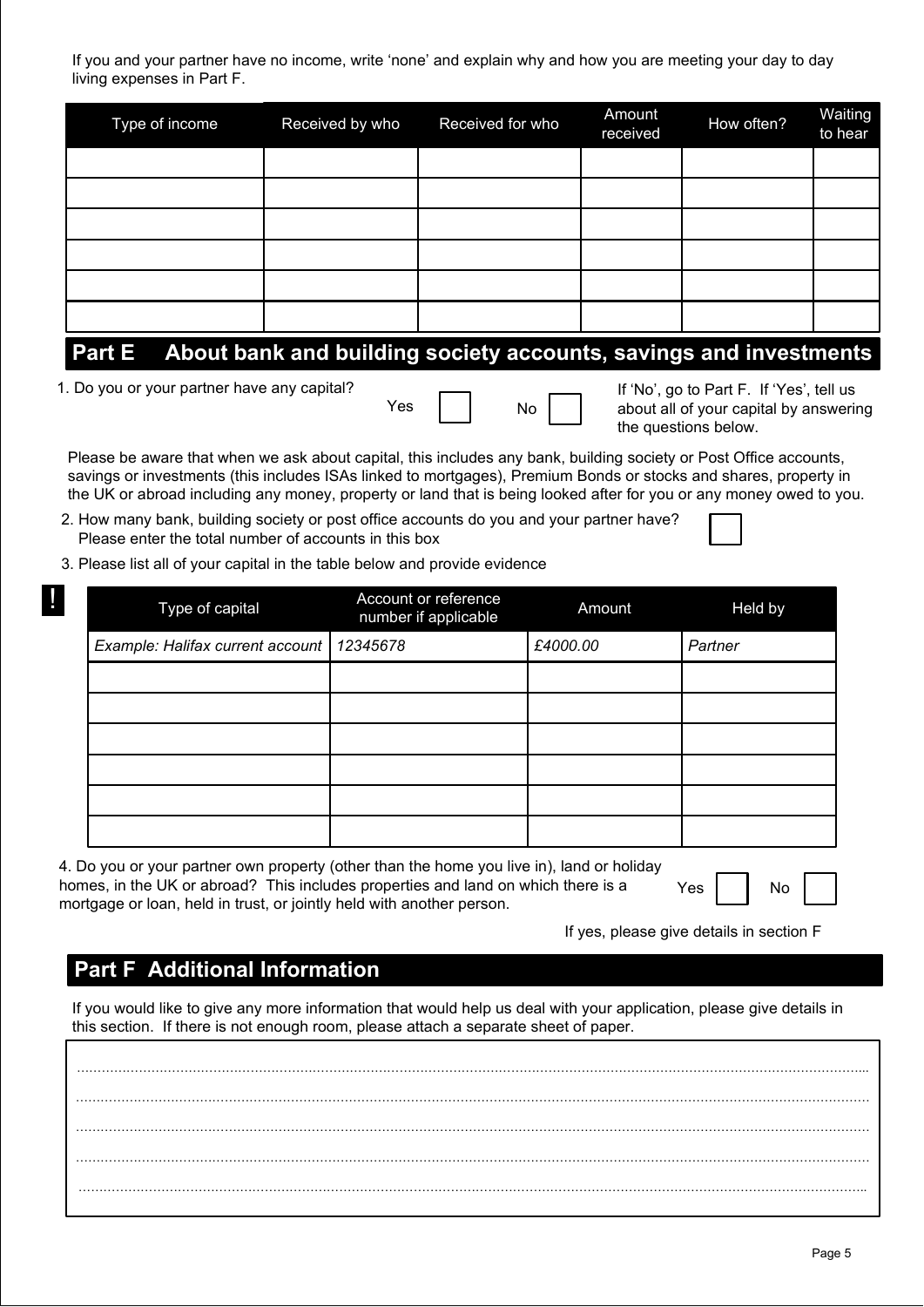If you and your partner have no income, write 'none' and explain why and how you are meeting your day to day living expenses in Part F.

| Type of income | Received by who | Received for who | Amount received | How often? | Waiting to hear |
|---|---|---|---|---|---|
| | | | | | |
| | | | | | |
| | | | | | |
| | | | | | |
| | | | | | |
| | | | | | |

## Part E About bank and building society accounts, savings and investments

1. Do you or your partner have any capital? Yes ☐ No ☐

If 'No', go to Part F. If 'Yes', tell us about all of your capital by answering the questions below.

Please be aware that when we ask about capital, this includes any bank, building society or Post Office accounts, savings or investments (this includes ISAs linked to mortgages), Premium Bonds or stocks and shares, property in the UK or abroad including any money, property or land that is being looked after for you or any money owed to you.

2. How many bank, building society or post office accounts do you and your partner have? Please enter the total number of accounts in this box ☐

3. Please list all of your capital in the table below and provide evidence

!

| Type of capital | Account or reference number if applicable | Amount | Held by |
|---|---|---|---|
| *Example: Halifax current account* | *12345678* | *£4000.00* | *Partner* |
| | | | |
| | | | |
| | | | |
| | | | |
| | | | |
| | | | |

4. Do you or your partner own property (other than the home you live in), land or holiday homes, in the UK or abroad? This includes properties and land on which there is a mortgage or loan, held in trust, or jointly held with another person. Yes ☐ No ☐

If yes, please give details in section F

## Part F Additional Information

If you would like to give any more information that would help us deal with your application, please give details in this section. If there is not enough room, please attach a separate sheet of paper.

..........................................................................................................................................................................

..........................................................................................................................................................................

..........................................................................................................................................................................

..........................................................................................................................................................................

..........................................................................................................................................................................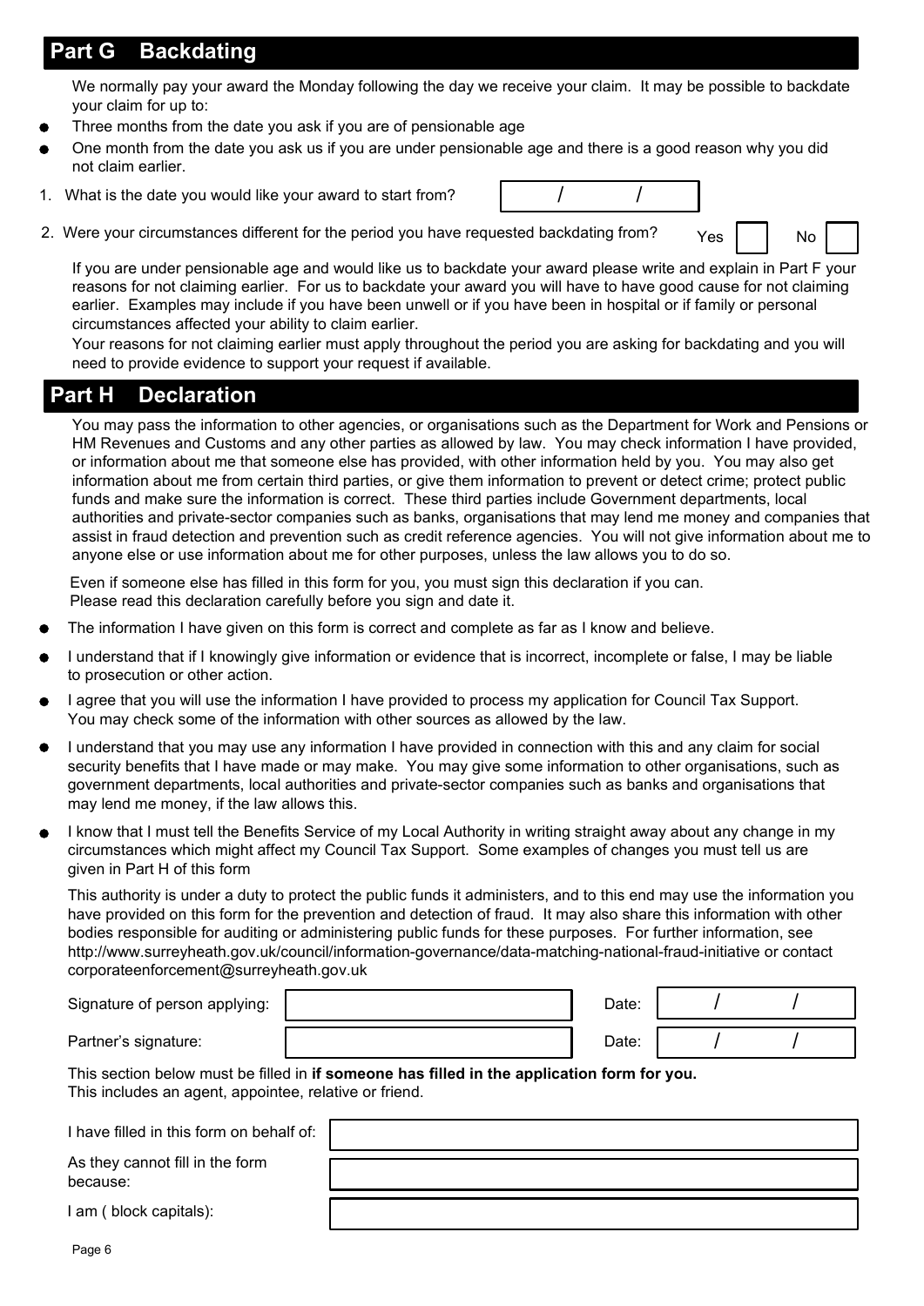## Part G Backdating

We normally pay your award the Monday following the day we receive your claim. It may be possible to backdate your claim for up to:

- Three months from the date you ask if you are of pensionable age
- One month from the date you ask us if you are under pensionable age and there is a good reason why you did not claim earlier.

1. What is the date you would like your award to start from? / /

2. Were your circumstances different for the period you have requested backdating from? Yes ☐ No ☐

If you are under pensionable age and would like us to backdate your award please write and explain in Part F your reasons for not claiming earlier. For us to backdate your award you will have to have good cause for not claiming earlier. Examples may include if you have been unwell or if you have been in hospital or if family or personal circumstances affected your ability to claim earlier.

Your reasons for not claiming earlier must apply throughout the period you are asking for backdating and you will need to provide evidence to support your request if available.

## Part H Declaration

You may pass the information to other agencies, or organisations such as the Department for Work and Pensions or HM Revenues and Customs and any other parties as allowed by law. You may check information I have provided, or information about me that someone else has provided, with other information held by you. You may also get information about me from certain third parties, or give them information to prevent or detect crime; protect public funds and make sure the information is correct. These third parties include Government departments, local authorities and private-sector companies such as banks, organisations that may lend me money and companies that assist in fraud detection and prevention such as credit reference agencies. You will not give information about me to anyone else or use information about me for other purposes, unless the law allows you to do so.

Even if someone else has filled in this form for you, you must sign this declaration if you can. Please read this declaration carefully before you sign and date it.

- The information I have given on this form is correct and complete as far as I know and believe.
- I understand that if I knowingly give information or evidence that is incorrect, incomplete or false, I may be liable to prosecution or other action.
- I agree that you will use the information I have provided to process my application for Council Tax Support. You may check some of the information with other sources as allowed by the law.
- I understand that you may use any information I have provided in connection with this and any claim for social security benefits that I have made or may make. You may give some information to other organisations, such as government departments, local authorities and private-sector companies such as banks and organisations that may lend me money, if the law allows this.
- I know that I must tell the Benefits Service of my Local Authority in writing straight away about any change in my circumstances which might affect my Council Tax Support. Some examples of changes you must tell us are given in Part H of this form

This authority is under a duty to protect the public funds it administers, and to this end may use the information you have provided on this form for the prevention and detection of fraud. It may also share this information with other bodies responsible for auditing or administering public funds for these purposes. For further information, see http://www.surreyheath.gov.uk/council/information-governance/data-matching-national-fraud-initiative or contact corporateenforcement@surreyheath.gov.uk

| | | | |
|---|---|---|---|
| Signature of person applying: | | Date: | / / |
| Partner's signature: | | Date: | / / |

This section below must be filled in **if someone has filled in the application form for you.** This includes an agent, appointee, relative or friend.

| | |
|---|---|
| I have filled in this form on behalf of: | |
| As they cannot fill in the form because: | |
| I am ( block capitals): | |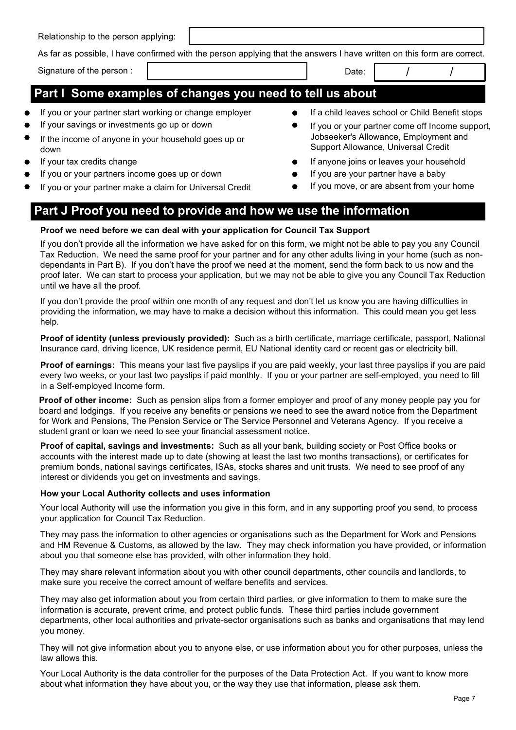Relationship to the person applying: 

As far as possible, I have confirmed with the person applying that the answers I have written on this form are correct.

Signature of the person : | Date: / /

## Part I Some examples of changes you need to tell us about

- If you or your partner start working or change employer
- If your savings or investments go up or down
- If the income of anyone in your household goes up or down
- If your tax credits change
- If you or your partners income goes up or down
- If you or your partner make a claim for Universal Credit
- If a child leaves school or Child Benefit stops
- If you or your partner come off Income support, Jobseeker's Allowance, Employment and Support Allowance, Universal Credit
- If anyone joins or leaves your household
- If you are your partner have a baby
- If you move, or are absent from your home

## Part J Proof you need to provide and how we use the information

**Proof we need before we can deal with your application for Council Tax Support**

If you don't provide all the information we have asked for on this form, we might not be able to pay you any Council Tax Reduction. We need the same proof for your partner and for any other adults living in your home (such as non-dependants in Part B). If you don't have the proof we need at the moment, send the form back to us now and the proof later. We can start to process your application, but we may not be able to give you any Council Tax Reduction until we have all the proof.

If you don't provide the proof within one month of any request and don't let us know you are having difficulties in providing the information, we may have to make a decision without this information. This could mean you get less help.

**Proof of identity (unless previously provided):** Such as a birth certificate, marriage certificate, passport, National Insurance card, driving licence, UK residence permit, EU National identity card or recent gas or electricity bill.

**Proof of earnings:** This means your last five payslips if you are paid weekly, your last three payslips if you are paid every two weeks, or your last two payslips if paid monthly. If you or your partner are self-employed, you need to fill in a Self-employed Income form.

**Proof of other income:** Such as pension slips from a former employer and proof of any money people pay you for board and lodgings. If you receive any benefits or pensions we need to see the award notice from the Department for Work and Pensions, The Pension Service or The Service Personnel and Veterans Agency. If you receive a student grant or loan we need to see your financial assessment notice.

**Proof of capital, savings and investments:** Such as all your bank, building society or Post Office books or accounts with the interest made up to date (showing at least the last two months transactions), or certificates for premium bonds, national savings certificates, ISAs, stocks shares and unit trusts. We need to see proof of any interest or dividends you get on investments and savings.

**How your Local Authority collects and uses information**

Your local Authority will use the information you give in this form, and in any supporting proof you send, to process your application for Council Tax Reduction.

They may pass the information to other agencies or organisations such as the Department for Work and Pensions and HM Revenue & Customs, as allowed by the law. They may check information you have provided, or information about you that someone else has provided, with other information they hold.

They may share relevant information about you with other council departments, other councils and landlords, to make sure you receive the correct amount of welfare benefits and services.

They may also get information about you from certain third parties, or give information to them to make sure the information is accurate, prevent crime, and protect public funds. These third parties include government departments, other local authorities and private-sector organisations such as banks and organisations that may lend you money.

They will not give information about you to anyone else, or use information about you for other purposes, unless the law allows this.

Your Local Authority is the data controller for the purposes of the Data Protection Act. If you want to know more about what information they have about you, or the way they use that information, please ask them.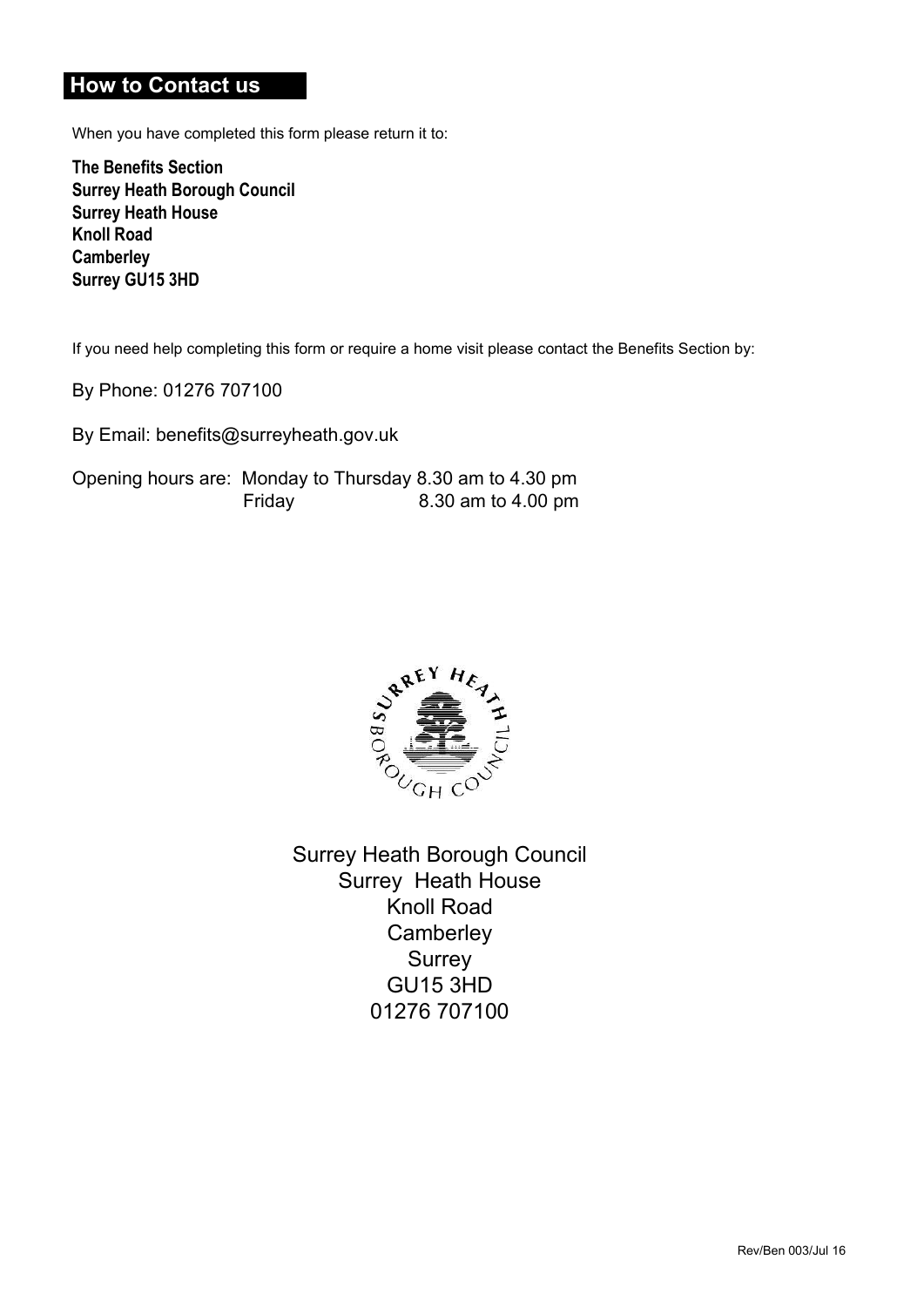## How to Contact us

When you have completed this form please return it to:

**The Benefits Section**
**Surrey Heath Borough Council**
**Surrey Heath House**
**Knoll Road**
**Camberley**
**Surrey GU15 3HD**

If you need help completing this form or require a home visit please contact the Benefits Section by:

By Phone: 01276 707100

By Email: benefits@surreyheath.gov.uk

Opening hours are: Monday to Thursday 8.30 am to 4.30 pm
Friday 8.30 am to 4.00 pm

Surrey Heath Borough Council
Surrey Heath House
Knoll Road
Camberley
Surrey
GU15 3HD
01276 707100

Rev/Ben 003/Jul 16